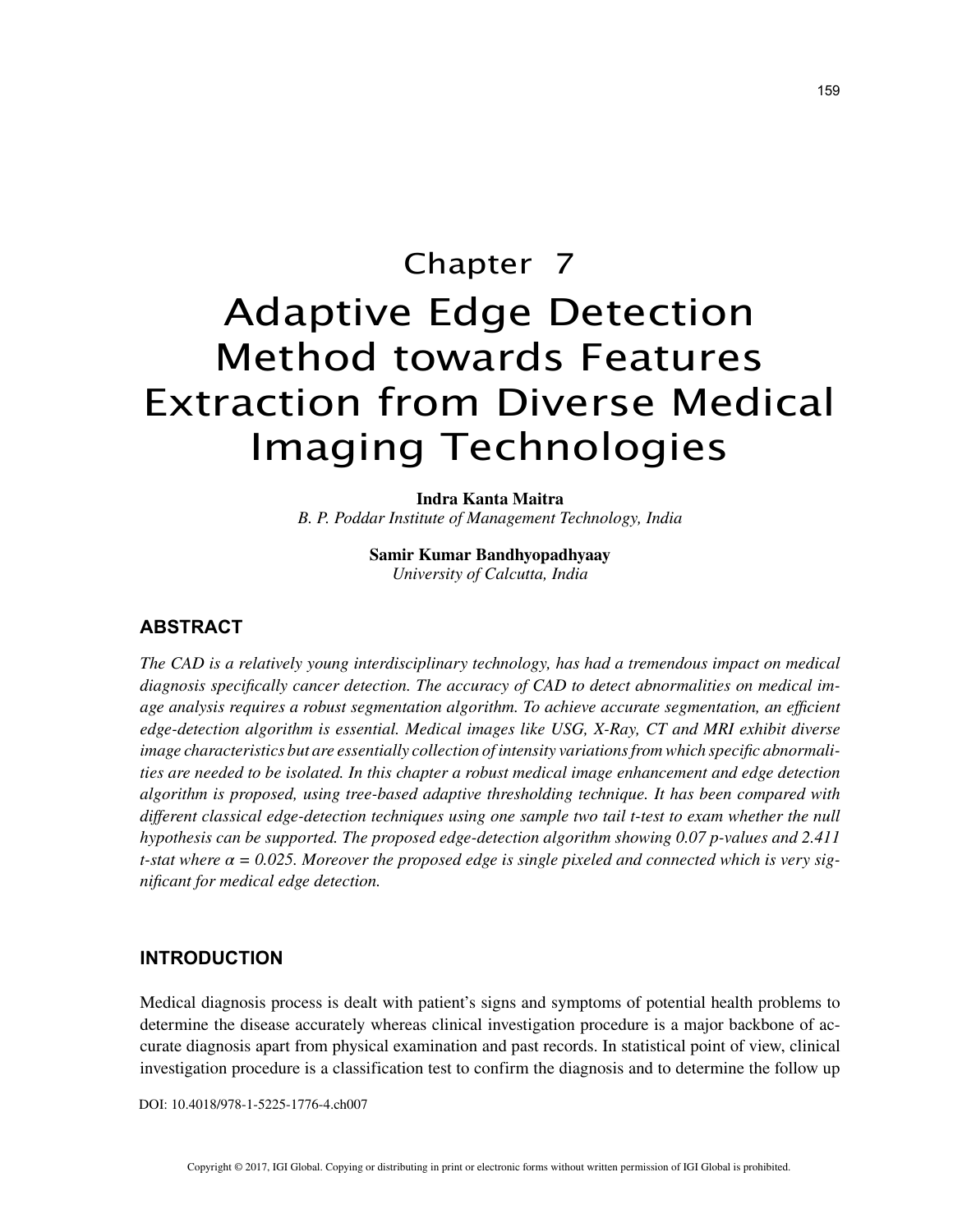# Chapter 7

# Adaptive Edge Detection Method towards Features Extraction from Diverse Medical Imaging Technologies

**Indra Kanta Maitra**
*B. P. Poddar Institute of Management Technology, India*

**Samir Kumar Bandhyopadhyaay**
*University of Calcutta, India*

## ABSTRACT

*The CAD is a relatively young interdisciplinary technology, has had a tremendous impact on medical diagnosis specifically cancer detection. The accuracy of CAD to detect abnormalities on medical image analysis requires a robust segmentation algorithm. To achieve accurate segmentation, an efficient edge-detection algorithm is essential. Medical images like USG, X-Ray, CT and MRI exhibit diverse image characteristics but are essentially collection of intensity variations from which specific abnormalities are needed to be isolated. In this chapter a robust medical image enhancement and edge detection algorithm is proposed, using tree-based adaptive thresholding technique. It has been compared with different classical edge-detection techniques using one sample two tail t-test to exam whether the null hypothesis can be supported. The proposed edge-detection algorithm showing 0.07 p-values and 2.411 t-stat where $\alpha = 0.025$. Moreover the proposed edge is single pixeled and connected which is very significant for medical edge detection.*

## INTRODUCTION

Medical diagnosis process is dealt with patient's signs and symptoms of potential health problems to determine the disease accurately whereas clinical investigation procedure is a major backbone of accurate diagnosis apart from physical examination and past records. In statistical point of view, clinical investigation procedure is a classification test to confirm the diagnosis and to determine the follow up

DOI: 10.4018/978-1-5225-1776-4.ch007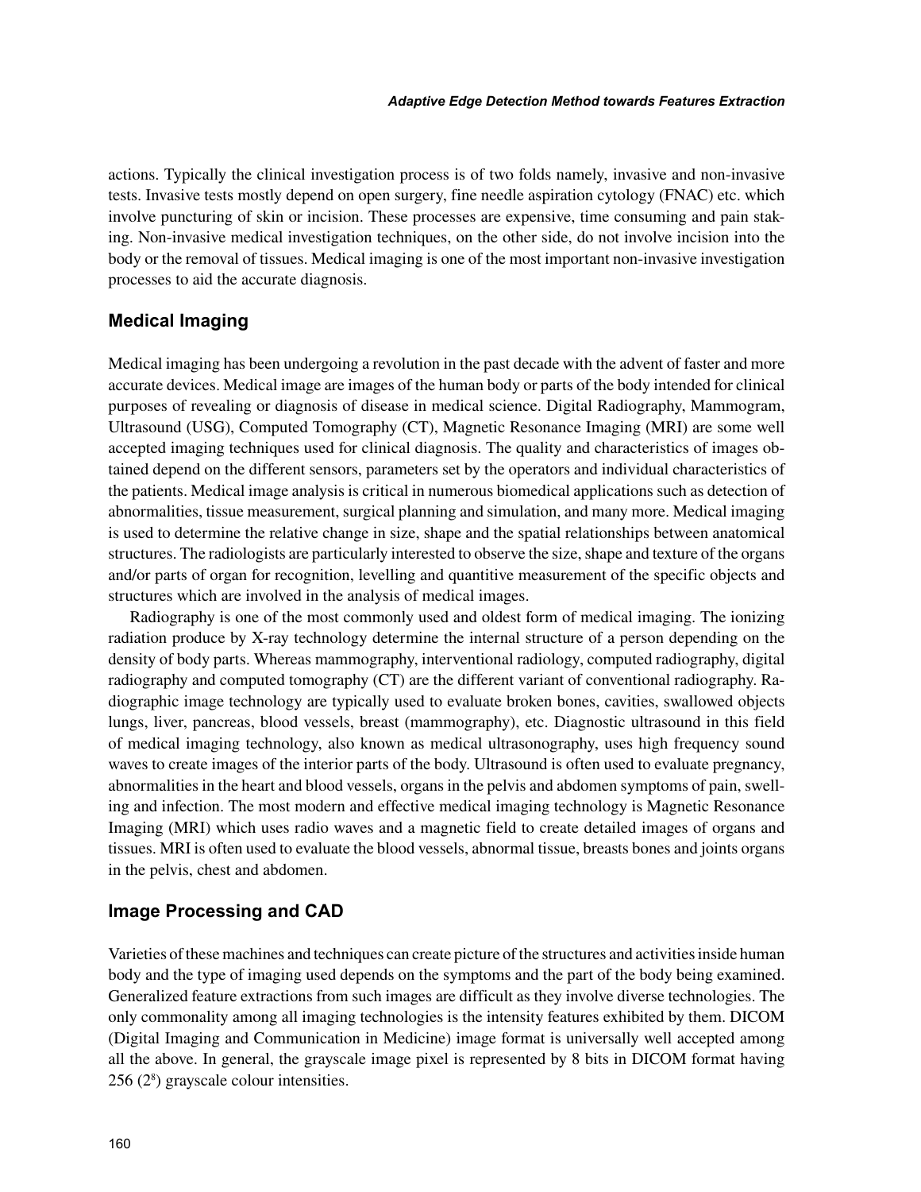actions. Typically the clinical investigation process is of two folds namely, invasive and non-invasive tests. Invasive tests mostly depend on open surgery, fine needle aspiration cytology (FNAC) etc. which involve puncturing of skin or incision. These processes are expensive, time consuming and pain staking. Non-invasive medical investigation techniques, on the other side, do not involve incision into the body or the removal of tissues. Medical imaging is one of the most important non-invasive investigation processes to aid the accurate diagnosis.

## Medical Imaging

Medical imaging has been undergoing a revolution in the past decade with the advent of faster and more accurate devices. Medical image are images of the human body or parts of the body intended for clinical purposes of revealing or diagnosis of disease in medical science. Digital Radiography, Mammogram, Ultrasound (USG), Computed Tomography (CT), Magnetic Resonance Imaging (MRI) are some well accepted imaging techniques used for clinical diagnosis. The quality and characteristics of images obtained depend on the different sensors, parameters set by the operators and individual characteristics of the patients. Medical image analysis is critical in numerous biomedical applications such as detection of abnormalities, tissue measurement, surgical planning and simulation, and many more. Medical imaging is used to determine the relative change in size, shape and the spatial relationships between anatomical structures. The radiologists are particularly interested to observe the size, shape and texture of the organs and/or parts of organ for recognition, levelling and quantitive measurement of the specific objects and structures which are involved in the analysis of medical images.

Radiography is one of the most commonly used and oldest form of medical imaging. The ionizing radiation produce by X-ray technology determine the internal structure of a person depending on the density of body parts. Whereas mammography, interventional radiology, computed radiography, digital radiography and computed tomography (CT) are the different variant of conventional radiography. Radiographic image technology are typically used to evaluate broken bones, cavities, swallowed objects lungs, liver, pancreas, blood vessels, breast (mammography), etc. Diagnostic ultrasound in this field of medical imaging technology, also known as medical ultrasonography, uses high frequency sound waves to create images of the interior parts of the body. Ultrasound is often used to evaluate pregnancy, abnormalities in the heart and blood vessels, organs in the pelvis and abdomen symptoms of pain, swelling and infection. The most modern and effective medical imaging technology is Magnetic Resonance Imaging (MRI) which uses radio waves and a magnetic field to create detailed images of organs and tissues. MRI is often used to evaluate the blood vessels, abnormal tissue, breasts bones and joints organs in the pelvis, chest and abdomen.

## Image Processing and CAD

Varieties of these machines and techniques can create picture of the structures and activities inside human body and the type of imaging used depends on the symptoms and the part of the body being examined. Generalized feature extractions from such images are difficult as they involve diverse technologies. The only commonality among all imaging technologies is the intensity features exhibited by them. DICOM (Digital Imaging and Communication in Medicine) image format is universally well accepted among all the above. In general, the grayscale image pixel is represented by 8 bits in DICOM format having 256 ($2^8$) grayscale colour intensities.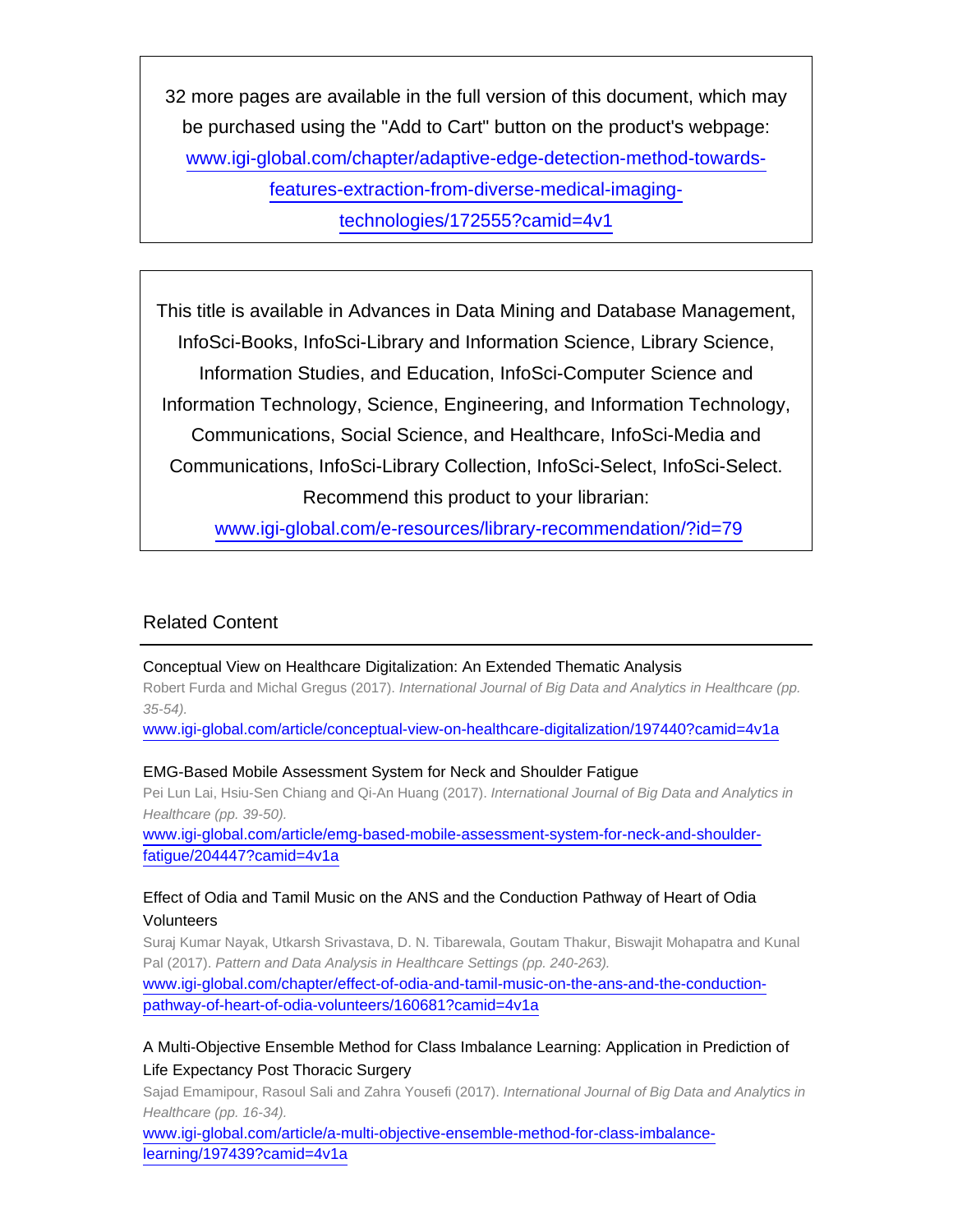32 more pages are available in the full version of this document, which may be purchased using the "Add to Cart" button on the product's webpage:
www.igi-global.com/chapter/adaptive-edge-detection-method-towards-features-extraction-from-diverse-medical-imaging-technologies/172555?camid=4v1

This title is available in Advances in Data Mining and Database Management, InfoSci-Books, InfoSci-Library and Information Science, Library Science, Information Studies, and Education, InfoSci-Computer Science and Information Technology, Science, Engineering, and Information Technology, Communications, Social Science, and Healthcare, InfoSci-Media and Communications, InfoSci-Library Collection, InfoSci-Select, InfoSci-Select. Recommend this product to your librarian:
www.igi-global.com/e-resources/library-recommendation/?id=79

## Related Content

Conceptual View on Healthcare Digitalization: An Extended Thematic Analysis
Robert Furda and Michal Gregus (2017). *International Journal of Big Data and Analytics in Healthcare (pp. 35-54).*
www.igi-global.com/article/conceptual-view-on-healthcare-digitalization/197440?camid=4v1a

EMG-Based Mobile Assessment System for Neck and Shoulder Fatigue
Pei Lun Lai, Hsiu-Sen Chiang and Qi-An Huang (2017). *International Journal of Big Data and Analytics in Healthcare (pp. 39-50).*
www.igi-global.com/article/emg-based-mobile-assessment-system-for-neck-and-shoulder-fatigue/204447?camid=4v1a

Effect of Odia and Tamil Music on the ANS and the Conduction Pathway of Heart of Odia Volunteers
Suraj Kumar Nayak, Utkarsh Srivastava, D. N. Tibarewala, Goutam Thakur, Biswajit Mohapatra and Kunal Pal (2017). *Pattern and Data Analysis in Healthcare Settings (pp. 240-263).*
www.igi-global.com/chapter/effect-of-odia-and-tamil-music-on-the-ans-and-the-conduction-pathway-of-heart-of-odia-volunteers/160681?camid=4v1a

A Multi-Objective Ensemble Method for Class Imbalance Learning: Application in Prediction of Life Expectancy Post Thoracic Surgery
Sajad Emamipour, Rasoul Sali and Zahra Yousefi (2017). *International Journal of Big Data and Analytics in Healthcare (pp. 16-34).*
www.igi-global.com/article/a-multi-objective-ensemble-method-for-class-imbalance-learning/197439?camid=4v1a